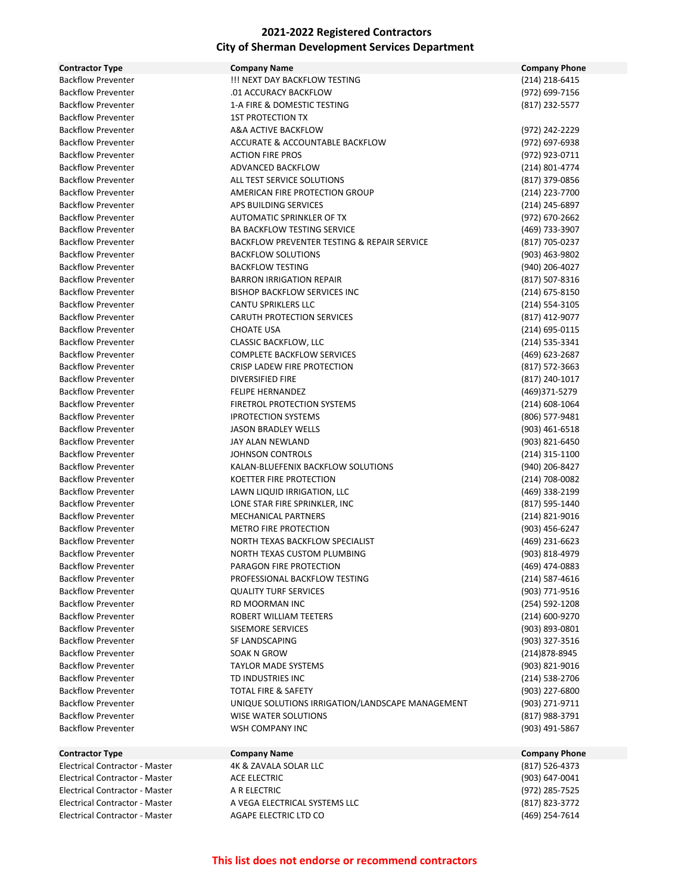# 2021-2022 Registered Contractors
# City of Sherman Development Services Department

| Contractor Type | Company Name | Company Phone |
|---|---|---|
| Backflow Preventer | !!! NEXT DAY BACKFLOW TESTING | (214) 218-6415 |
| Backflow Preventer | .01 ACCURACY BACKFLOW | (972) 699-7156 |
| Backflow Preventer | 1-A FIRE & DOMESTIC TESTING | (817) 232-5577 |
| Backflow Preventer | 1ST PROTECTION TX | |
| Backflow Preventer | A&A ACTIVE BACKFLOW | (972) 242-2229 |
| Backflow Preventer | ACCURATE & ACCOUNTABLE BACKFLOW | (972) 697-6938 |
| Backflow Preventer | ACTION FIRE PROS | (972) 923-0711 |
| Backflow Preventer | ADVANCED BACKFLOW | (214) 801-4774 |
| Backflow Preventer | ALL TEST SERVICE SOLUTIONS | (817) 379-0856 |
| Backflow Preventer | AMERICAN FIRE PROTECTION GROUP | (214) 223-7700 |
| Backflow Preventer | APS BUILDING SERVICES | (214) 245-6897 |
| Backflow Preventer | AUTOMATIC SPRINKLER OF TX | (972) 670-2662 |
| Backflow Preventer | BA BACKFLOW TESTING SERVICE | (469) 733-3907 |
| Backflow Preventer | BACKFLOW PREVENTER TESTING & REPAIR SERVICE | (817) 705-0237 |
| Backflow Preventer | BACKFLOW SOLUTIONS | (903) 463-9802 |
| Backflow Preventer | BACKFLOW TESTING | (940) 206-4027 |
| Backflow Preventer | BARRON IRRIGATION REPAIR | (817) 507-8316 |
| Backflow Preventer | BISHOP BACKFLOW SERVICES INC | (214) 675-8150 |
| Backflow Preventer | CANTU SPRIKLERS LLC | (214) 554-3105 |
| Backflow Preventer | CARUTH PROTECTION SERVICES | (817) 412-9077 |
| Backflow Preventer | CHOATE USA | (214) 695-0115 |
| Backflow Preventer | CLASSIC BACKFLOW, LLC | (214) 535-3341 |
| Backflow Preventer | COMPLETE BACKFLOW SERVICES | (469) 623-2687 |
| Backflow Preventer | CRISP LADEW FIRE PROTECTION | (817) 572-3663 |
| Backflow Preventer | DIVERSIFIED FIRE | (817) 240-1017 |
| Backflow Preventer | FELIPE HERNANDEZ | (469)371-5279 |
| Backflow Preventer | FIRETROL PROTECTION SYSTEMS | (214) 608-1064 |
| Backflow Preventer | IPROTECTION SYSTEMS | (806) 577-9481 |
| Backflow Preventer | JASON BRADLEY WELLS | (903) 461-6518 |
| Backflow Preventer | JAY ALAN NEWLAND | (903) 821-6450 |
| Backflow Preventer | JOHNSON CONTROLS | (214) 315-1100 |
| Backflow Preventer | KALAN-BLUEFENIX BACKFLOW SOLUTIONS | (940) 206-8427 |
| Backflow Preventer | KOETTER FIRE PROTECTION | (214) 708-0082 |
| Backflow Preventer | LAWN LIQUID IRRIGATION, LLC | (469) 338-2199 |
| Backflow Preventer | LONE STAR FIRE SPRINKLER, INC | (817) 595-1440 |
| Backflow Preventer | MECHANICAL PARTNERS | (214) 821-9016 |
| Backflow Preventer | METRO FIRE PROTECTION | (903) 456-6247 |
| Backflow Preventer | NORTH TEXAS BACKFLOW SPECIALIST | (469) 231-6623 |
| Backflow Preventer | NORTH TEXAS CUSTOM PLUMBING | (903) 818-4979 |
| Backflow Preventer | PARAGON FIRE PROTECTION | (469) 474-0883 |
| Backflow Preventer | PROFESSIONAL BACKFLOW TESTING | (214) 587-4616 |
| Backflow Preventer | QUALITY TURF SERVICES | (903) 771-9516 |
| Backflow Preventer | RD MOORMAN INC | (254) 592-1208 |
| Backflow Preventer | ROBERT WILLIAM TEETERS | (214) 600-9270 |
| Backflow Preventer | SISEMORE SERVICES | (903) 893-0801 |
| Backflow Preventer | SF LANDSCAPING | (903) 327-3516 |
| Backflow Preventer | SOAK N GROW | (214)878-8945 |
| Backflow Preventer | TAYLOR MADE SYSTEMS | (903) 821-9016 |
| Backflow Preventer | TD INDUSTRIES INC | (214) 538-2706 |
| Backflow Preventer | TOTAL FIRE & SAFETY | (903) 227-6800 |
| Backflow Preventer | UNIQUE SOLUTIONS IRRIGATION/LANDSCAPE MANAGEMENT | (903) 271-9711 |
| Backflow Preventer | WISE WATER SOLUTIONS | (817) 988-3791 |
| Backflow Preventer | WSH COMPANY INC | (903) 491-5867 |

| Contractor Type | Company Name | Company Phone |
|---|---|---|
| Electrical Contractor - Master | 4K & ZAVALA SOLAR LLC | (817) 526-4373 |
| Electrical Contractor - Master | ACE ELECTRIC | (903) 647-0041 |
| Electrical Contractor - Master | A R ELECTRIC | (972) 285-7525 |
| Electrical Contractor - Master | A VEGA ELECTRICAL SYSTEMS LLC | (817) 823-3772 |
| Electrical Contractor - Master | AGAPE ELECTRIC LTD CO | (469) 254-7614 |

**This list does not endorse or recommend contractors**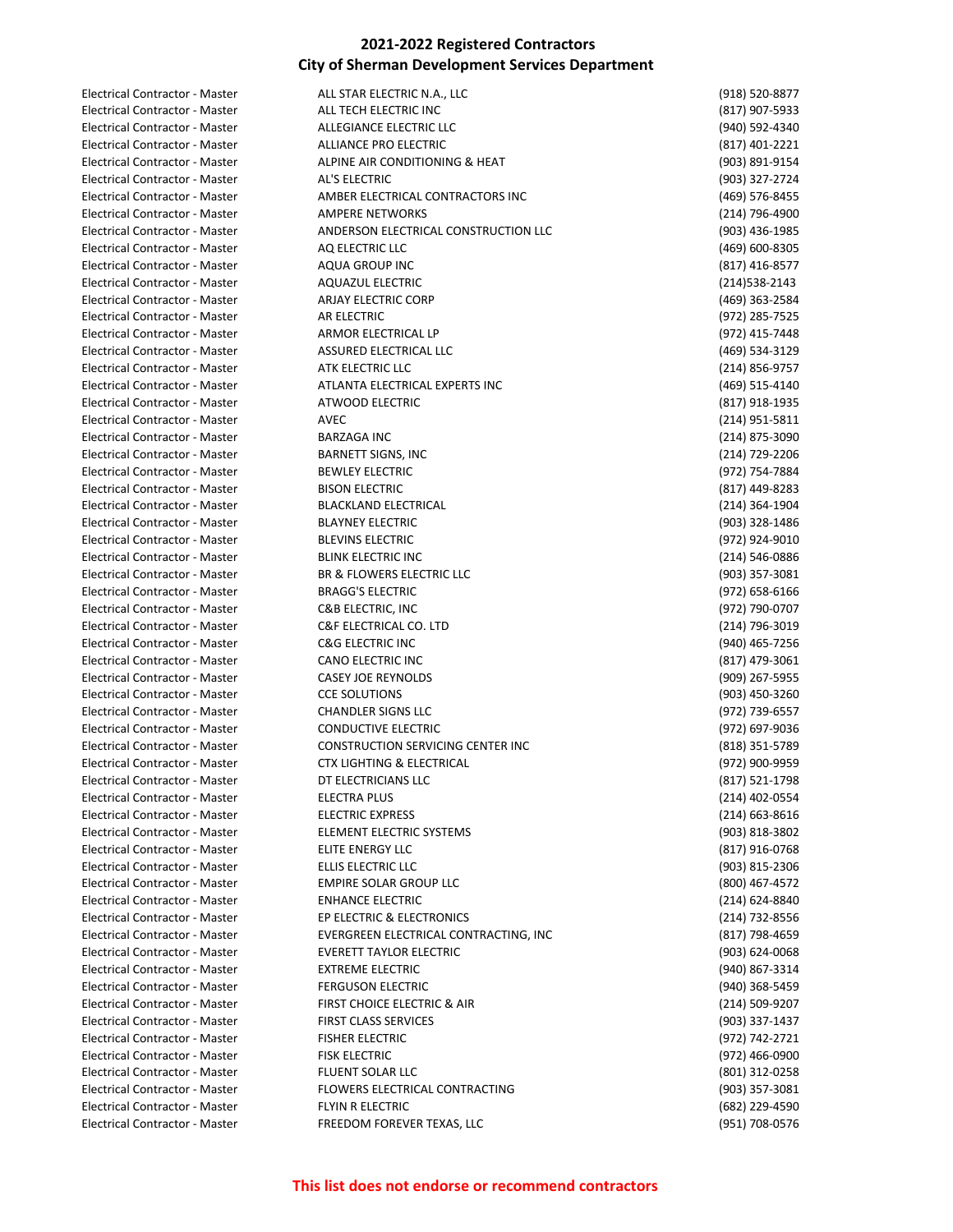## 2021-2022 Registered Contractors
## City of Sherman Development Services Department

| | | |
|---|---|---|
| Electrical Contractor - Master | ALL STAR ELECTRIC N.A., LLC | (918) 520-8877 |
| Electrical Contractor - Master | ALL TECH ELECTRIC INC | (817) 907-5933 |
| Electrical Contractor - Master | ALLEGIANCE ELECTRIC LLC | (940) 592-4340 |
| Electrical Contractor - Master | ALLIANCE PRO ELECTRIC | (817) 401-2221 |
| Electrical Contractor - Master | ALPINE AIR CONDITIONING & HEAT | (903) 891-9154 |
| Electrical Contractor - Master | AL'S ELECTRIC | (903) 327-2724 |
| Electrical Contractor - Master | AMBER ELECTRICAL CONTRACTORS INC | (469) 576-8455 |
| Electrical Contractor - Master | AMPERE NETWORKS | (214) 796-4900 |
| Electrical Contractor - Master | ANDERSON ELECTRICAL CONSTRUCTION LLC | (903) 436-1985 |
| Electrical Contractor - Master | AQ ELECTRIC LLC | (469) 600-8305 |
| Electrical Contractor - Master | AQUA GROUP INC | (817) 416-8577 |
| Electrical Contractor - Master | AQUAZUL ELECTRIC | (214)538-2143 |
| Electrical Contractor - Master | ARJAY ELECTRIC CORP | (469) 363-2584 |
| Electrical Contractor - Master | AR ELECTRIC | (972) 285-7525 |
| Electrical Contractor - Master | ARMOR ELECTRICAL LP | (972) 415-7448 |
| Electrical Contractor - Master | ASSURED ELECTRICAL LLC | (469) 534-3129 |
| Electrical Contractor - Master | ATK ELECTRIC LLC | (214) 856-9757 |
| Electrical Contractor - Master | ATLANTA ELECTRICAL EXPERTS INC | (469) 515-4140 |
| Electrical Contractor - Master | ATWOOD ELECTRIC | (817) 918-1935 |
| Electrical Contractor - Master | AVEC | (214) 951-5811 |
| Electrical Contractor - Master | BARZAGA INC | (214) 875-3090 |
| Electrical Contractor - Master | BARNETT SIGNS, INC | (214) 729-2206 |
| Electrical Contractor - Master | BEWLEY ELECTRIC | (972) 754-7884 |
| Electrical Contractor - Master | BISON ELECTRIC | (817) 449-8283 |
| Electrical Contractor - Master | BLACKLAND ELECTRICAL | (214) 364-1904 |
| Electrical Contractor - Master | BLAYNEY ELECTRIC | (903) 328-1486 |
| Electrical Contractor - Master | BLEVINS ELECTRIC | (972) 924-9010 |
| Electrical Contractor - Master | BLINK ELECTRIC INC | (214) 546-0886 |
| Electrical Contractor - Master | BR & FLOWERS ELECTRIC LLC | (903) 357-3081 |
| Electrical Contractor - Master | BRAGG'S ELECTRIC | (972) 658-6166 |
| Electrical Contractor - Master | C&B ELECTRIC, INC | (972) 790-0707 |
| Electrical Contractor - Master | C&F ELECTRICAL CO. LTD | (214) 796-3019 |
| Electrical Contractor - Master | C&G ELECTRIC INC | (940) 465-7256 |
| Electrical Contractor - Master | CANO ELECTRIC INC | (817) 479-3061 |
| Electrical Contractor - Master | CASEY JOE REYNOLDS | (909) 267-5955 |
| Electrical Contractor - Master | CCE SOLUTIONS | (903) 450-3260 |
| Electrical Contractor - Master | CHANDLER SIGNS LLC | (972) 739-6557 |
| Electrical Contractor - Master | CONDUCTIVE ELECTRIC | (972) 697-9036 |
| Electrical Contractor - Master | CONSTRUCTION SERVICING CENTER INC | (818) 351-5789 |
| Electrical Contractor - Master | CTX LIGHTING & ELECTRICAL | (972) 900-9959 |
| Electrical Contractor - Master | DT ELECTRICIANS LLC | (817) 521-1798 |
| Electrical Contractor - Master | ELECTRA PLUS | (214) 402-0554 |
| Electrical Contractor - Master | ELECTRIC EXPRESS | (214) 663-8616 |
| Electrical Contractor - Master | ELEMENT ELECTRIC SYSTEMS | (903) 818-3802 |
| Electrical Contractor - Master | ELITE ENERGY LLC | (817) 916-0768 |
| Electrical Contractor - Master | ELLIS ELECTRIC LLC | (903) 815-2306 |
| Electrical Contractor - Master | EMPIRE SOLAR GROUP LLC | (800) 467-4572 |
| Electrical Contractor - Master | ENHANCE ELECTRIC | (214) 624-8840 |
| Electrical Contractor - Master | EP ELECTRIC & ELECTRONICS | (214) 732-8556 |
| Electrical Contractor - Master | EVERGREEN ELECTRICAL CONTRACTING, INC | (817) 798-4659 |
| Electrical Contractor - Master | EVERETT TAYLOR ELECTRIC | (903) 624-0068 |
| Electrical Contractor - Master | EXTREME ELECTRIC | (940) 867-3314 |
| Electrical Contractor - Master | FERGUSON ELECTRIC | (940) 368-5459 |
| Electrical Contractor - Master | FIRST CHOICE ELECTRIC & AIR | (214) 509-9207 |
| Electrical Contractor - Master | FIRST CLASS SERVICES | (903) 337-1437 |
| Electrical Contractor - Master | FISHER ELECTRIC | (972) 742-2721 |
| Electrical Contractor - Master | FISK ELECTRIC | (972) 466-0900 |
| Electrical Contractor - Master | FLUENT SOLAR LLC | (801) 312-0258 |
| Electrical Contractor - Master | FLOWERS ELECTRICAL CONTRACTING | (903) 357-3081 |
| Electrical Contractor - Master | FLYIN R ELECTRIC | (682) 229-4590 |
| Electrical Contractor - Master | FREEDOM FOREVER TEXAS, LLC | (951) 708-0576 |

**This list does not endorse or recommend contractors**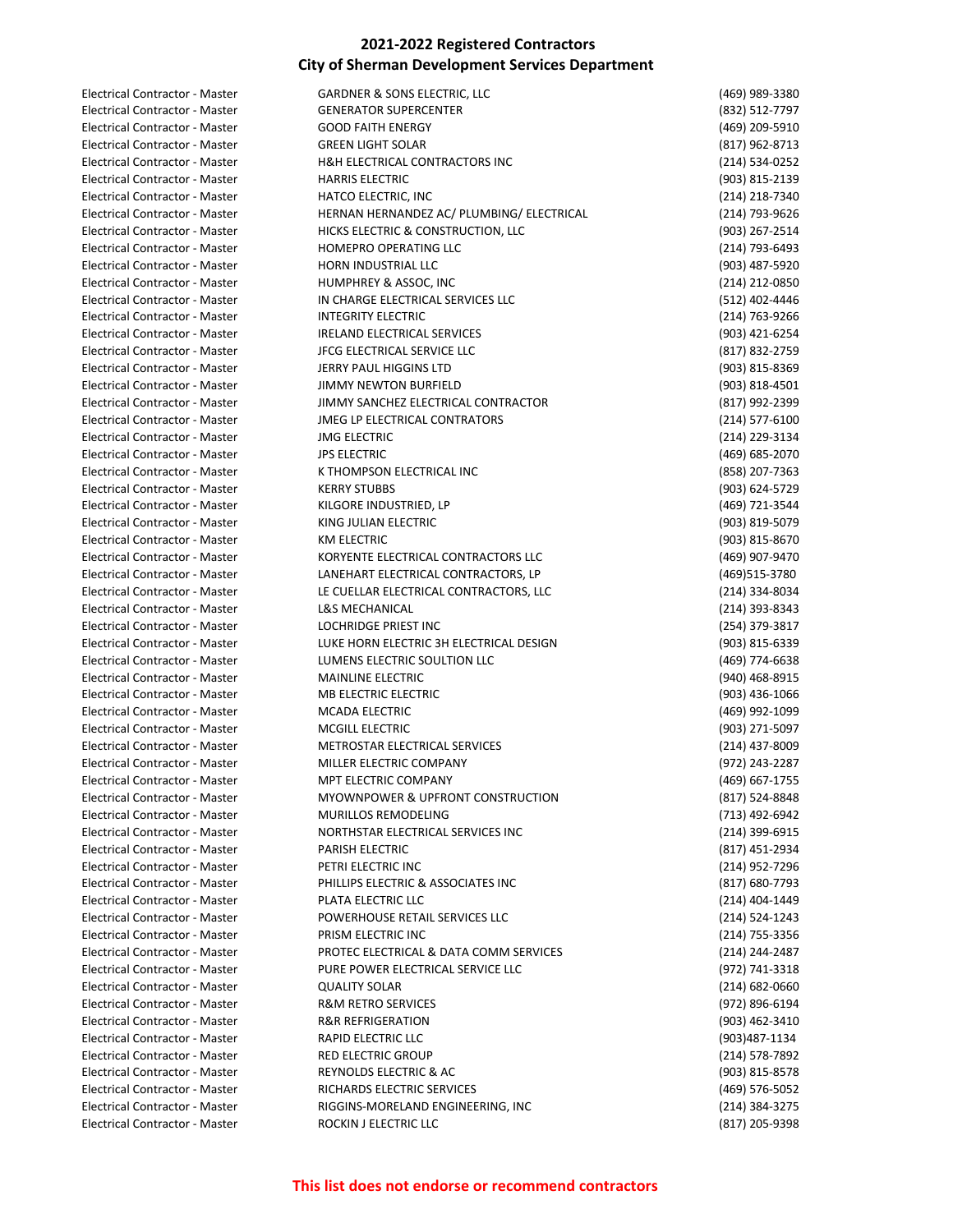## 2021-2022 Registered Contractors
## City of Sherman Development Services Department

| | | |
|---|---|---|
| Electrical Contractor - Master | GARDNER & SONS ELECTRIC, LLC | (469) 989-3380 |
| Electrical Contractor - Master | GENERATOR SUPERCENTER | (832) 512-7797 |
| Electrical Contractor - Master | GOOD FAITH ENERGY | (469) 209-5910 |
| Electrical Contractor - Master | GREEN LIGHT SOLAR | (817) 962-8713 |
| Electrical Contractor - Master | H&H ELECTRICAL CONTRACTORS INC | (214) 534-0252 |
| Electrical Contractor - Master | HARRIS ELECTRIC | (903) 815-2139 |
| Electrical Contractor - Master | HATCO ELECTRIC, INC | (214) 218-7340 |
| Electrical Contractor - Master | HERNAN HERNANDEZ AC/ PLUMBING/ ELECTRICAL | (214) 793-9626 |
| Electrical Contractor - Master | HICKS ELECTRIC & CONSTRUCTION, LLC | (903) 267-2514 |
| Electrical Contractor - Master | HOMEPRO OPERATING LLC | (214) 793-6493 |
| Electrical Contractor - Master | HORN INDUSTRIAL LLC | (903) 487-5920 |
| Electrical Contractor - Master | HUMPHREY & ASSOC, INC | (214) 212-0850 |
| Electrical Contractor - Master | IN CHARGE ELECTRICAL SERVICES LLC | (512) 402-4446 |
| Electrical Contractor - Master | INTEGRITY ELECTRIC | (214) 763-9266 |
| Electrical Contractor - Master | IRELAND ELECTRICAL SERVICES | (903) 421-6254 |
| Electrical Contractor - Master | JFCG ELECTRICAL SERVICE LLC | (817) 832-2759 |
| Electrical Contractor - Master | JERRY PAUL HIGGINS LTD | (903) 815-8369 |
| Electrical Contractor - Master | JIMMY NEWTON BURFIELD | (903) 818-4501 |
| Electrical Contractor - Master | JIMMY SANCHEZ ELECTRICAL CONTRACTOR | (817) 992-2399 |
| Electrical Contractor - Master | JMEG LP ELECTRICAL CONTRATORS | (214) 577-6100 |
| Electrical Contractor - Master | JMG ELECTRIC | (214) 229-3134 |
| Electrical Contractor - Master | JPS ELECTRIC | (469) 685-2070 |
| Electrical Contractor - Master | K THOMPSON ELECTRICAL INC | (858) 207-7363 |
| Electrical Contractor - Master | KERRY STUBBS | (903) 624-5729 |
| Electrical Contractor - Master | KILGORE INDUSTRIED, LP | (469) 721-3544 |
| Electrical Contractor - Master | KING JULIAN ELECTRIC | (903) 819-5079 |
| Electrical Contractor - Master | KM ELECTRIC | (903) 815-8670 |
| Electrical Contractor - Master | KORYENTE ELECTRICAL CONTRACTORS LLC | (469) 907-9470 |
| Electrical Contractor - Master | LANEHART ELECTRICAL CONTRACTORS, LP | (469)515-3780 |
| Electrical Contractor - Master | LE CUELLAR ELECTRICAL CONTRACTORS, LLC | (214) 334-8034 |
| Electrical Contractor - Master | L&S MECHANICAL | (214) 393-8343 |
| Electrical Contractor - Master | LOCHRIDGE PRIEST INC | (254) 379-3817 |
| Electrical Contractor - Master | LUKE HORN ELECTRIC 3H ELECTRICAL DESIGN | (903) 815-6339 |
| Electrical Contractor - Master | LUMENS ELECTRIC SOULTION LLC | (469) 774-6638 |
| Electrical Contractor - Master | MAINLINE ELECTRIC | (940) 468-8915 |
| Electrical Contractor - Master | MB ELECTRIC ELECTRIC | (903) 436-1066 |
| Electrical Contractor - Master | MCADA ELECTRIC | (469) 992-1099 |
| Electrical Contractor - Master | MCGILL ELECTRIC | (903) 271-5097 |
| Electrical Contractor - Master | METROSTAR ELECTRICAL SERVICES | (214) 437-8009 |
| Electrical Contractor - Master | MILLER ELECTRIC COMPANY | (972) 243-2287 |
| Electrical Contractor - Master | MPT ELECTRIC COMPANY | (469) 667-1755 |
| Electrical Contractor - Master | MYOWNPOWER & UPFRONT CONSTRUCTION | (817) 524-8848 |
| Electrical Contractor - Master | MURILLOS REMODELING | (713) 492-6942 |
| Electrical Contractor - Master | NORTHSTAR ELECTRICAL SERVICES INC | (214) 399-6915 |
| Electrical Contractor - Master | PARISH ELECTRIC | (817) 451-2934 |
| Electrical Contractor - Master | PETRI ELECTRIC INC | (214) 952-7296 |
| Electrical Contractor - Master | PHILLIPS ELECTRIC & ASSOCIATES INC | (817) 680-7793 |
| Electrical Contractor - Master | PLATA ELECTRIC LLC | (214) 404-1449 |
| Electrical Contractor - Master | POWERHOUSE RETAIL SERVICES LLC | (214) 524-1243 |
| Electrical Contractor - Master | PRISM ELECTRIC INC | (214) 755-3356 |
| Electrical Contractor - Master | PROTEC ELECTRICAL & DATA COMM SERVICES | (214) 244-2487 |
| Electrical Contractor - Master | PURE POWER ELECTRICAL SERVICE LLC | (972) 741-3318 |
| Electrical Contractor - Master | QUALITY SOLAR | (214) 682-0660 |
| Electrical Contractor - Master | R&M RETRO SERVICES | (972) 896-6194 |
| Electrical Contractor - Master | R&R REFRIGERATION | (903) 462-3410 |
| Electrical Contractor - Master | RAPID ELECTRIC LLC | (903)487-1134 |
| Electrical Contractor - Master | RED ELECTRIC GROUP | (214) 578-7892 |
| Electrical Contractor - Master | REYNOLDS ELECTRIC & AC | (903) 815-8578 |
| Electrical Contractor - Master | RICHARDS ELECTRIC SERVICES | (469) 576-5052 |
| Electrical Contractor - Master | RIGGINS-MORELAND ENGINEERING, INC | (214) 384-3275 |
| Electrical Contractor - Master | ROCKIN J ELECTRIC LLC | (817) 205-9398 |

**This list does not endorse or recommend contractors**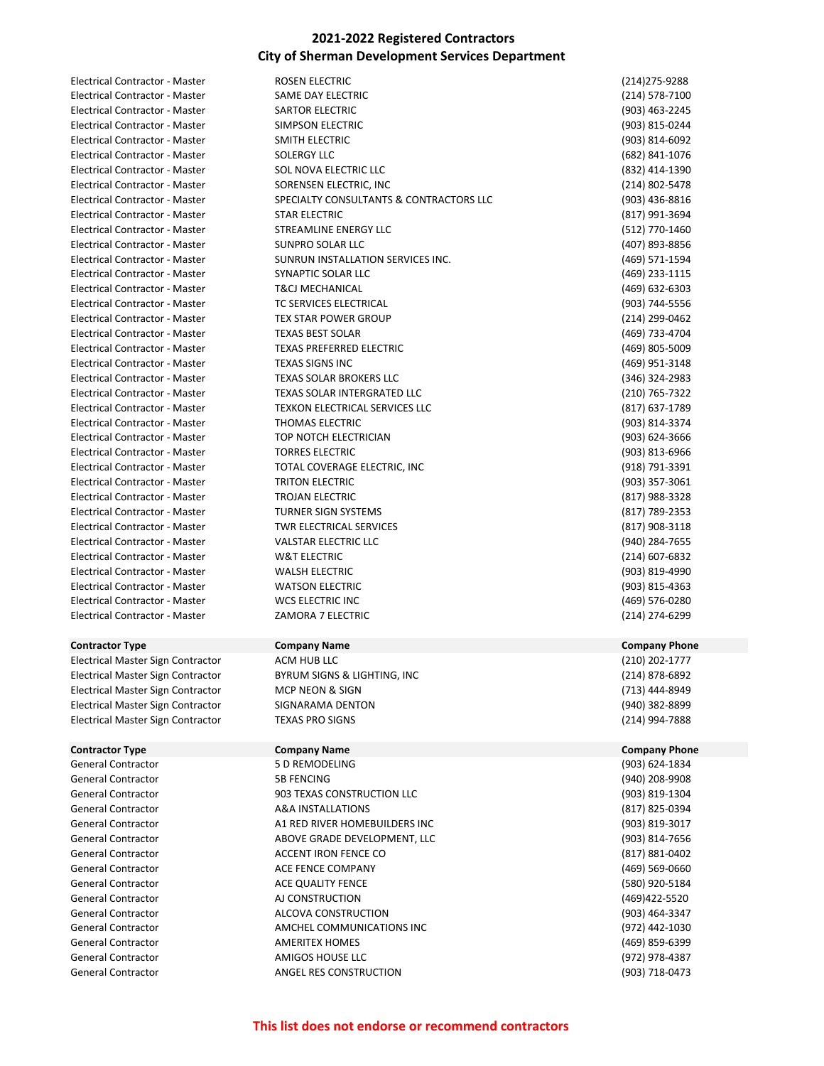## 2021-2022 Registered Contractors
## City of Sherman Development Services Department

| | | |
|---|---|---|
| Electrical Contractor - Master | ROSEN ELECTRIC | (214)275-9288 |
| Electrical Contractor - Master | SAME DAY ELECTRIC | (214) 578-7100 |
| Electrical Contractor - Master | SARTOR ELECTRIC | (903) 463-2245 |
| Electrical Contractor - Master | SIMPSON ELECTRIC | (903) 815-0244 |
| Electrical Contractor - Master | SMITH ELECTRIC | (903) 814-6092 |
| Electrical Contractor - Master | SOLERGY LLC | (682) 841-1076 |
| Electrical Contractor - Master | SOL NOVA ELECTRIC LLC | (832) 414-1390 |
| Electrical Contractor - Master | SORENSEN ELECTRIC, INC | (214) 802-5478 |
| Electrical Contractor - Master | SPECIALTY CONSULTANTS & CONTRACTORS LLC | (903) 436-8816 |
| Electrical Contractor - Master | STAR ELECTRIC | (817) 991-3694 |
| Electrical Contractor - Master | STREAMLINE ENERGY LLC | (512) 770-1460 |
| Electrical Contractor - Master | SUNPRO SOLAR LLC | (407) 893-8856 |
| Electrical Contractor - Master | SUNRUN INSTALLATION SERVICES INC. | (469) 571-1594 |
| Electrical Contractor - Master | SYNAPTIC SOLAR LLC | (469) 233-1115 |
| Electrical Contractor - Master | T&CJ MECHANICAL | (469) 632-6303 |
| Electrical Contractor - Master | TC SERVICES ELECTRICAL | (903) 744-5556 |
| Electrical Contractor - Master | TEX STAR POWER GROUP | (214) 299-0462 |
| Electrical Contractor - Master | TEXAS BEST SOLAR | (469) 733-4704 |
| Electrical Contractor - Master | TEXAS PREFERRED ELECTRIC | (469) 805-5009 |
| Electrical Contractor - Master | TEXAS SIGNS INC | (469) 951-3148 |
| Electrical Contractor - Master | TEXAS SOLAR BROKERS LLC | (346) 324-2983 |
| Electrical Contractor - Master | TEXAS SOLAR INTERGRATED LLC | (210) 765-7322 |
| Electrical Contractor - Master | TEXKON ELECTRICAL SERVICES LLC | (817) 637-1789 |
| Electrical Contractor - Master | THOMAS ELECTRIC | (903) 814-3374 |
| Electrical Contractor - Master | TOP NOTCH ELECTRICIAN | (903) 624-3666 |
| Electrical Contractor - Master | TORRES ELECTRIC | (903) 813-6966 |
| Electrical Contractor - Master | TOTAL COVERAGE ELECTRIC, INC | (918) 791-3391 |
| Electrical Contractor - Master | TRITON ELECTRIC | (903) 357-3061 |
| Electrical Contractor - Master | TROJAN ELECTRIC | (817) 988-3328 |
| Electrical Contractor - Master | TURNER SIGN SYSTEMS | (817) 789-2353 |
| Electrical Contractor - Master | TWR ELECTRICAL SERVICES | (817) 908-3118 |
| Electrical Contractor - Master | VALSTAR ELECTRIC LLC | (940) 284-7655 |
| Electrical Contractor - Master | W&T ELECTRIC | (214) 607-6832 |
| Electrical Contractor - Master | WALSH ELECTRIC | (903) 819-4990 |
| Electrical Contractor - Master | WATSON ELECTRIC | (903) 815-4363 |
| Electrical Contractor - Master | WCS ELECTRIC INC | (469) 576-0280 |
| Electrical Contractor - Master | ZAMORA 7 ELECTRIC | (214) 274-6299 |

| Contractor Type | Company Name | Company Phone |
|---|---|---|
| Electrical Master Sign Contractor | ACM HUB LLC | (210) 202-1777 |
| Electrical Master Sign Contractor | BYRUM SIGNS & LIGHTING, INC | (214) 878-6892 |
| Electrical Master Sign Contractor | MCP NEON & SIGN | (713) 444-8949 |
| Electrical Master Sign Contractor | SIGNARAMA DENTON | (940) 382-8899 |
| Electrical Master Sign Contractor | TEXAS PRO SIGNS | (214) 994-7888 |

| Contractor Type | Company Name | Company Phone |
|---|---|---|
| General Contractor | 5 D REMODELING | (903) 624-1834 |
| General Contractor | 5B FENCING | (940) 208-9908 |
| General Contractor | 903 TEXAS CONSTRUCTION LLC | (903) 819-1304 |
| General Contractor | A&A INSTALLATIONS | (817) 825-0394 |
| General Contractor | A1 RED RIVER HOMEBUILDERS INC | (903) 819-3017 |
| General Contractor | ABOVE GRADE DEVELOPMENT, LLC | (903) 814-7656 |
| General Contractor | ACCENT IRON FENCE CO | (817) 881-0402 |
| General Contractor | ACE FENCE COMPANY | (469) 569-0660 |
| General Contractor | ACE QUALITY FENCE | (580) 920-5184 |
| General Contractor | AJ CONSTRUCTION | (469)422-5520 |
| General Contractor | ALCOVA CONSTRUCTION | (903) 464-3347 |
| General Contractor | AMCHEL COMMUNICATIONS INC | (972) 442-1030 |
| General Contractor | AMERITEX HOMES | (469) 859-6399 |
| General Contractor | AMIGOS HOUSE LLC | (972) 978-4387 |
| General Contractor | ANGEL RES CONSTRUCTION | (903) 718-0473 |

**This list does not endorse or recommend contractors**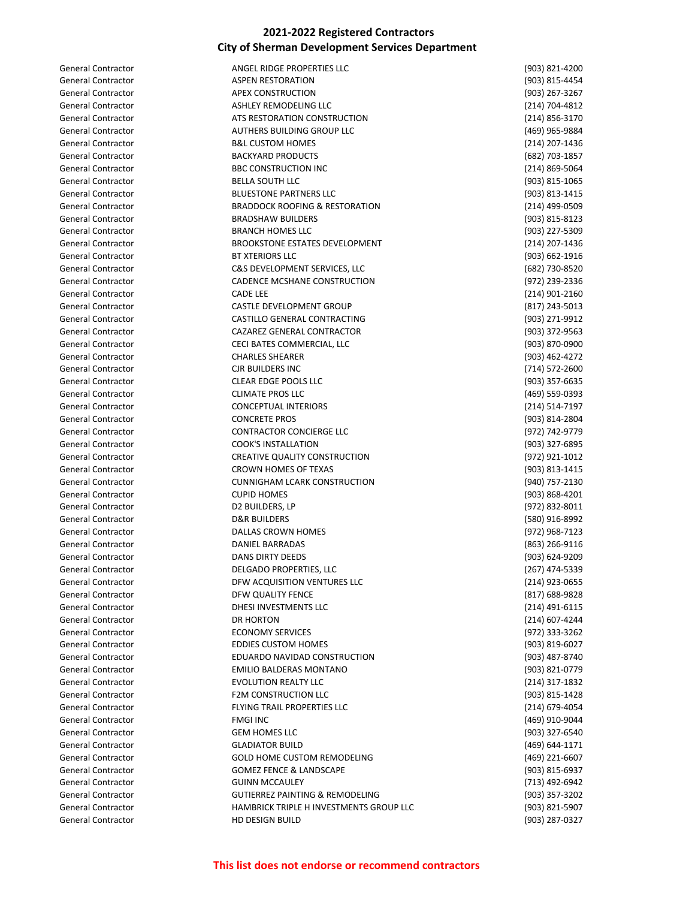## 2021-2022 Registered Contractors
## City of Sherman Development Services Department

| | | |
|---|---|---|
| General Contractor | ANGEL RIDGE PROPERTIES LLC | (903) 821-4200 |
| General Contractor | ASPEN RESTORATION | (903) 815-4454 |
| General Contractor | APEX CONSTRUCTION | (903) 267-3267 |
| General Contractor | ASHLEY REMODELING LLC | (214) 704-4812 |
| General Contractor | ATS RESTORATION CONSTRUCTION | (214) 856-3170 |
| General Contractor | AUTHERS BUILDING GROUP LLC | (469) 965-9884 |
| General Contractor | B&L CUSTOM HOMES | (214) 207-1436 |
| General Contractor | BACKYARD PRODUCTS | (682) 703-1857 |
| General Contractor | BBC CONSTRUCTION INC | (214) 869-5064 |
| General Contractor | BELLA SOUTH LLC | (903) 815-1065 |
| General Contractor | BLUESTONE PARTNERS LLC | (903) 813-1415 |
| General Contractor | BRADDOCK ROOFING & RESTORATION | (214) 499-0509 |
| General Contractor | BRADSHAW BUILDERS | (903) 815-8123 |
| General Contractor | BRANCH HOMES LLC | (903) 227-5309 |
| General Contractor | BROOKSTONE ESTATES DEVELOPMENT | (214) 207-1436 |
| General Contractor | BT XTERIORS LLC | (903) 662-1916 |
| General Contractor | C&S DEVELOPMENT SERVICES, LLC | (682) 730-8520 |
| General Contractor | CADENCE MCSHANE CONSTRUCTION | (972) 239-2336 |
| General Contractor | CADE LEE | (214) 901-2160 |
| General Contractor | CASTLE DEVELOPMENT GROUP | (817) 243-5013 |
| General Contractor | CASTILLO GENERAL CONTRACTING | (903) 271-9912 |
| General Contractor | CAZAREZ GENERAL CONTRACTOR | (903) 372-9563 |
| General Contractor | CECI BATES COMMERCIAL, LLC | (903) 870-0900 |
| General Contractor | CHARLES SHEARER | (903) 462-4272 |
| General Contractor | CJR BUILDERS INC | (714) 572-2600 |
| General Contractor | CLEAR EDGE POOLS LLC | (903) 357-6635 |
| General Contractor | CLIMATE PROS LLC | (469) 559-0393 |
| General Contractor | CONCEPTUAL INTERIORS | (214) 514-7197 |
| General Contractor | CONCRETE PROS | (903) 814-2804 |
| General Contractor | CONTRACTOR CONCIERGE LLC | (972) 742-9779 |
| General Contractor | COOK'S INSTALLATION | (903) 327-6895 |
| General Contractor | CREATIVE QUALITY CONSTRUCTION | (972) 921-1012 |
| General Contractor | CROWN HOMES OF TEXAS | (903) 813-1415 |
| General Contractor | CUNNIGHAM LCARK CONSTRUCTION | (940) 757-2130 |
| General Contractor | CUPID HOMES | (903) 868-4201 |
| General Contractor | D2 BUILDERS, LP | (972) 832-8011 |
| General Contractor | D&R BUILDERS | (580) 916-8992 |
| General Contractor | DALLAS CROWN HOMES | (972) 968-7123 |
| General Contractor | DANIEL BARRADAS | (863) 266-9116 |
| General Contractor | DANS DIRTY DEEDS | (903) 624-9209 |
| General Contractor | DELGADO PROPERTIES, LLC | (267) 474-5339 |
| General Contractor | DFW ACQUISITION VENTURES LLC | (214) 923-0655 |
| General Contractor | DFW QUALITY FENCE | (817) 688-9828 |
| General Contractor | DHESI INVESTMENTS LLC | (214) 491-6115 |
| General Contractor | DR HORTON | (214) 607-4244 |
| General Contractor | ECONOMY SERVICES | (972) 333-3262 |
| General Contractor | EDDIES CUSTOM HOMES | (903) 819-6027 |
| General Contractor | EDUARDO NAVIDAD CONSTRUCTION | (903) 487-8740 |
| General Contractor | EMILIO BALDERAS MONTANO | (903) 821-0779 |
| General Contractor | EVOLUTION REALTY LLC | (214) 317-1832 |
| General Contractor | F2M CONSTRUCTION LLC | (903) 815-1428 |
| General Contractor | FLYING TRAIL PROPERTIES LLC | (214) 679-4054 |
| General Contractor | FMGI INC | (469) 910-9044 |
| General Contractor | GEM HOMES LLC | (903) 327-6540 |
| General Contractor | GLADIATOR BUILD | (469) 644-1171 |
| General Contractor | GOLD HOME CUSTOM REMODELING | (469) 221-6607 |
| General Contractor | GOMEZ FENCE & LANDSCAPE | (903) 815-6937 |
| General Contractor | GUINN MCCAULEY | (713) 492-6942 |
| General Contractor | GUTIERREZ PAINTING & REMODELING | (903) 357-3202 |
| General Contractor | HAMBRICK TRIPLE H INVESTMENTS GROUP LLC | (903) 821-5907 |
| General Contractor | HD DESIGN BUILD | (903) 287-0327 |

**This list does not endorse or recommend contractors**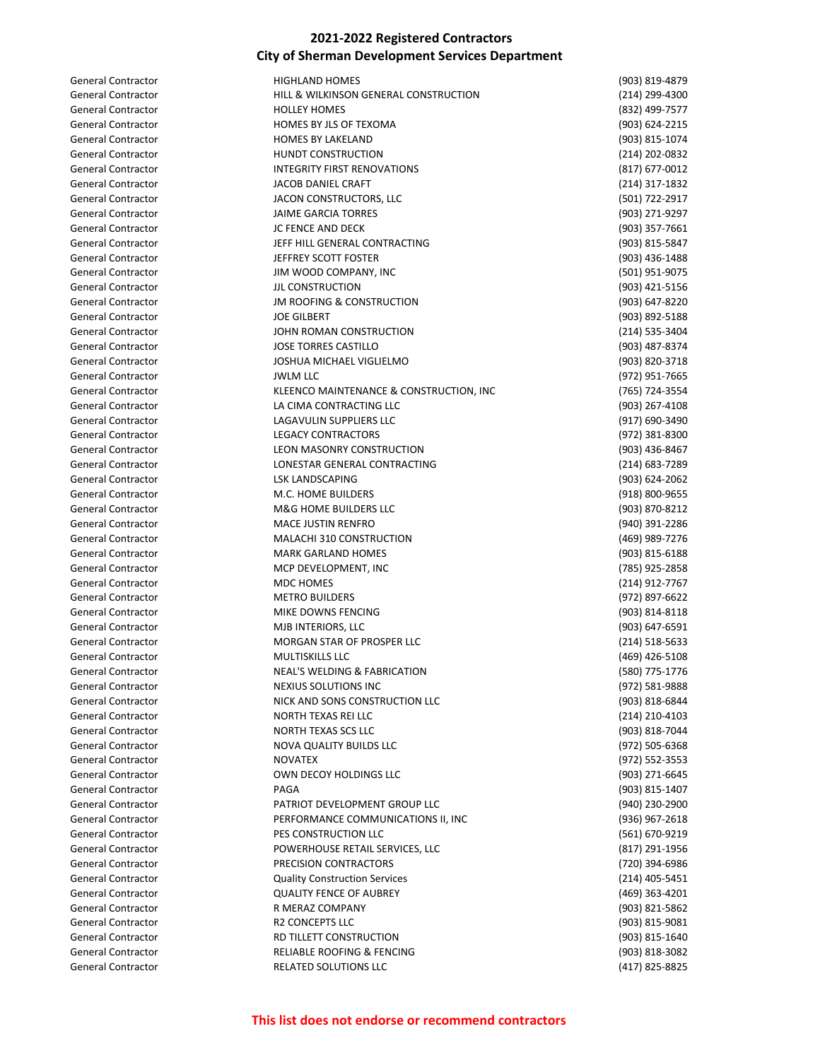## 2021-2022 Registered Contractors
## City of Sherman Development Services Department

| | | |
|---|---|---|
| General Contractor | HIGHLAND HOMES | (903) 819-4879 |
| General Contractor | HILL & WILKINSON GENERAL CONSTRUCTION | (214) 299-4300 |
| General Contractor | HOLLEY HOMES | (832) 499-7577 |
| General Contractor | HOMES BY JLS OF TEXOMA | (903) 624-2215 |
| General Contractor | HOMES BY LAKELAND | (903) 815-1074 |
| General Contractor | HUNDT CONSTRUCTION | (214) 202-0832 |
| General Contractor | INTEGRITY FIRST RENOVATIONS | (817) 677-0012 |
| General Contractor | JACOB DANIEL CRAFT | (214) 317-1832 |
| General Contractor | JACON CONSTRUCTORS, LLC | (501) 722-2917 |
| General Contractor | JAIME GARCIA TORRES | (903) 271-9297 |
| General Contractor | JC FENCE AND DECK | (903) 357-7661 |
| General Contractor | JEFF HILL GENERAL CONTRACTING | (903) 815-5847 |
| General Contractor | JEFFREY SCOTT FOSTER | (903) 436-1488 |
| General Contractor | JIM WOOD COMPANY, INC | (501) 951-9075 |
| General Contractor | JJL CONSTRUCTION | (903) 421-5156 |
| General Contractor | JM ROOFING & CONSTRUCTION | (903) 647-8220 |
| General Contractor | JOE GILBERT | (903) 892-5188 |
| General Contractor | JOHN ROMAN CONSTRUCTION | (214) 535-3404 |
| General Contractor | JOSE TORRES CASTILLO | (903) 487-8374 |
| General Contractor | JOSHUA MICHAEL VIGLIELMO | (903) 820-3718 |
| General Contractor | JWLM LLC | (972) 951-7665 |
| General Contractor | KLEENCO MAINTENANCE & CONSTRUCTION, INC | (765) 724-3554 |
| General Contractor | LA CIMA CONTRACTING LLC | (903) 267-4108 |
| General Contractor | LAGAVULIN SUPPLIERS LLC | (917) 690-3490 |
| General Contractor | LEGACY CONTRACTORS | (972) 381-8300 |
| General Contractor | LEON MASONRY CONSTRUCTION | (903) 436-8467 |
| General Contractor | LONESTAR GENERAL CONTRACTING | (214) 683-7289 |
| General Contractor | LSK LANDSCAPING | (903) 624-2062 |
| General Contractor | M.C. HOME BUILDERS | (918) 800-9655 |
| General Contractor | M&G HOME BUILDERS LLC | (903) 870-8212 |
| General Contractor | MACE JUSTIN RENFRO | (940) 391-2286 |
| General Contractor | MALACHI 310 CONSTRUCTION | (469) 989-7276 |
| General Contractor | MARK GARLAND HOMES | (903) 815-6188 |
| General Contractor | MCP DEVELOPMENT, INC | (785) 925-2858 |
| General Contractor | MDC HOMES | (214) 912-7767 |
| General Contractor | METRO BUILDERS | (972) 897-6622 |
| General Contractor | MIKE DOWNS FENCING | (903) 814-8118 |
| General Contractor | MJB INTERIORS, LLC | (903) 647-6591 |
| General Contractor | MORGAN STAR OF PROSPER LLC | (214) 518-5633 |
| General Contractor | MULTISKILLS LLC | (469) 426-5108 |
| General Contractor | NEAL'S WELDING & FABRICATION | (580) 775-1776 |
| General Contractor | NEXIUS SOLUTIONS INC | (972) 581-9888 |
| General Contractor | NICK AND SONS CONSTRUCTION LLC | (903) 818-6844 |
| General Contractor | NORTH TEXAS REI LLC | (214) 210-4103 |
| General Contractor | NORTH TEXAS SCS LLC | (903) 818-7044 |
| General Contractor | NOVA QUALITY BUILDS LLC | (972) 505-6368 |
| General Contractor | NOVATEX | (972) 552-3553 |
| General Contractor | OWN DECOY HOLDINGS LLC | (903) 271-6645 |
| General Contractor | PAGA | (903) 815-1407 |
| General Contractor | PATRIOT DEVELOPMENT GROUP LLC | (940) 230-2900 |
| General Contractor | PERFORMANCE COMMUNICATIONS II, INC | (936) 967-2618 |
| General Contractor | PES CONSTRUCTION LLC | (561) 670-9219 |
| General Contractor | POWERHOUSE RETAIL SERVICES, LLC | (817) 291-1956 |
| General Contractor | PRECISION CONTRACTORS | (720) 394-6986 |
| General Contractor | Quality Construction Services | (214) 405-5451 |
| General Contractor | QUALITY FENCE OF AUBREY | (469) 363-4201 |
| General Contractor | R MERAZ COMPANY | (903) 821-5862 |
| General Contractor | R2 CONCEPTS LLC | (903) 815-9081 |
| General Contractor | RD TILLETT CONSTRUCTION | (903) 815-1640 |
| General Contractor | RELIABLE ROOFING & FENCING | (903) 818-3082 |
| General Contractor | RELATED SOLUTIONS LLC | (417) 825-8825 |

**This list does not endorse or recommend contractors**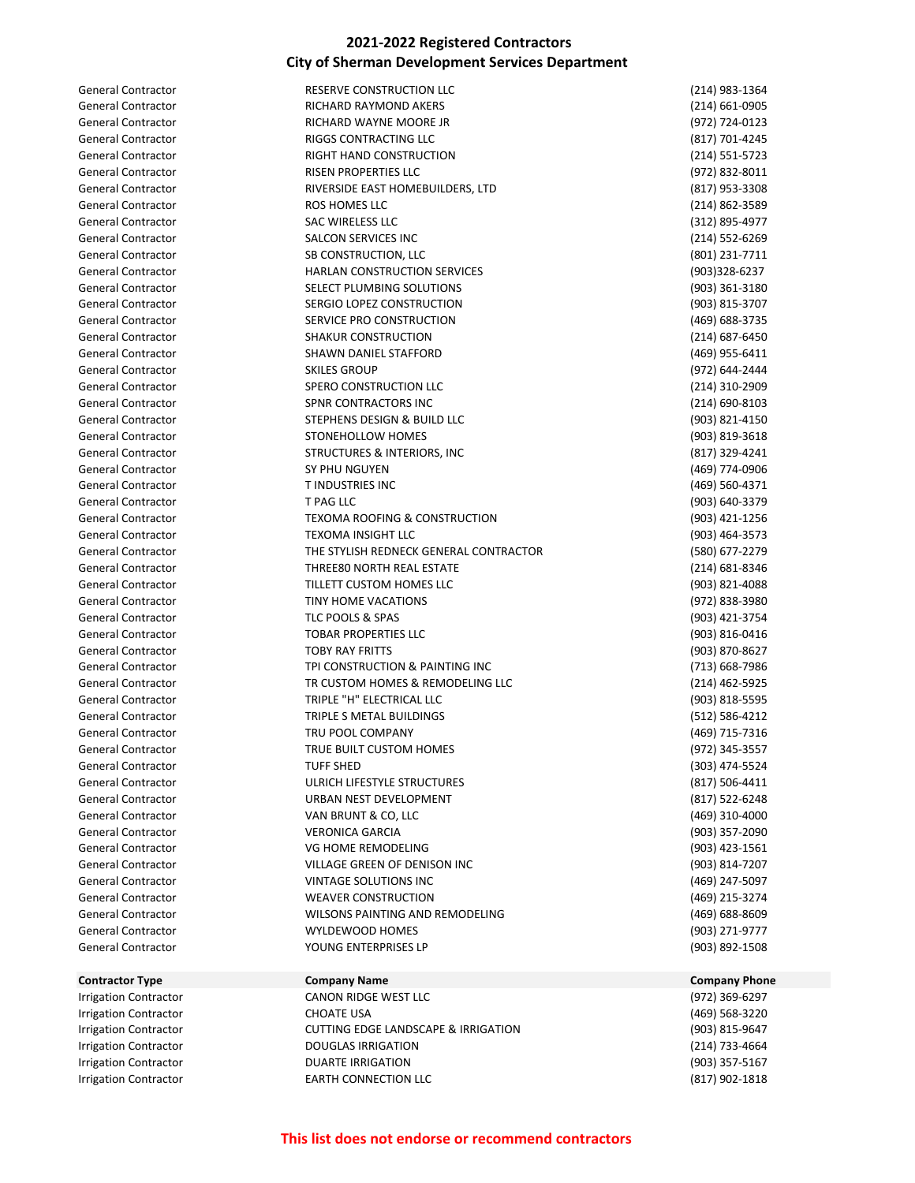## 2021-2022 Registered Contractors
## City of Sherman Development Services Department

| | | |
|---|---|---|
| General Contractor | RESERVE CONSTRUCTION LLC | (214) 983-1364 |
| General Contractor | RICHARD RAYMOND AKERS | (214) 661-0905 |
| General Contractor | RICHARD WAYNE MOORE JR | (972) 724-0123 |
| General Contractor | RIGGS CONTRACTING LLC | (817) 701-4245 |
| General Contractor | RIGHT HAND CONSTRUCTION | (214) 551-5723 |
| General Contractor | RISEN PROPERTIES LLC | (972) 832-8011 |
| General Contractor | RIVERSIDE EAST HOMEBUILDERS, LTD | (817) 953-3308 |
| General Contractor | ROS HOMES LLC | (214) 862-3589 |
| General Contractor | SAC WIRELESS LLC | (312) 895-4977 |
| General Contractor | SALCON SERVICES INC | (214) 552-6269 |
| General Contractor | SB CONSTRUCTION, LLC | (801) 231-7711 |
| General Contractor | HARLAN CONSTRUCTION SERVICES | (903)328-6237 |
| General Contractor | SELECT PLUMBING SOLUTIONS | (903) 361-3180 |
| General Contractor | SERGIO LOPEZ CONSTRUCTION | (903) 815-3707 |
| General Contractor | SERVICE PRO CONSTRUCTION | (469) 688-3735 |
| General Contractor | SHAKUR CONSTRUCTION | (214) 687-6450 |
| General Contractor | SHAWN DANIEL STAFFORD | (469) 955-6411 |
| General Contractor | SKILES GROUP | (972) 644-2444 |
| General Contractor | SPERO CONSTRUCTION LLC | (214) 310-2909 |
| General Contractor | SPNR CONTRACTORS INC | (214) 690-8103 |
| General Contractor | STEPHENS DESIGN & BUILD LLC | (903) 821-4150 |
| General Contractor | STONEHOLLOW HOMES | (903) 819-3618 |
| General Contractor | STRUCTURES & INTERIORS, INC | (817) 329-4241 |
| General Contractor | SY PHU NGUYEN | (469) 774-0906 |
| General Contractor | T INDUSTRIES INC | (469) 560-4371 |
| General Contractor | T PAG LLC | (903) 640-3379 |
| General Contractor | TEXOMA ROOFING & CONSTRUCTION | (903) 421-1256 |
| General Contractor | TEXOMA INSIGHT LLC | (903) 464-3573 |
| General Contractor | THE STYLISH REDNECK GENERAL CONTRACTOR | (580) 677-2279 |
| General Contractor | THREE80 NORTH REAL ESTATE | (214) 681-8346 |
| General Contractor | TILLETT CUSTOM HOMES LLC | (903) 821-4088 |
| General Contractor | TINY HOME VACATIONS | (972) 838-3980 |
| General Contractor | TLC POOLS & SPAS | (903) 421-3754 |
| General Contractor | TOBAR PROPERTIES LLC | (903) 816-0416 |
| General Contractor | TOBY RAY FRITTS | (903) 870-8627 |
| General Contractor | TPI CONSTRUCTION & PAINTING INC | (713) 668-7986 |
| General Contractor | TR CUSTOM HOMES & REMODELING LLC | (214) 462-5925 |
| General Contractor | TRIPLE "H" ELECTRICAL LLC | (903) 818-5595 |
| General Contractor | TRIPLE S METAL BUILDINGS | (512) 586-4212 |
| General Contractor | TRU POOL COMPANY | (469) 715-7316 |
| General Contractor | TRUE BUILT CUSTOM HOMES | (972) 345-3557 |
| General Contractor | TUFF SHED | (303) 474-5524 |
| General Contractor | ULRICH LIFESTYLE STRUCTURES | (817) 506-4411 |
| General Contractor | URBAN NEST DEVELOPMENT | (817) 522-6248 |
| General Contractor | VAN BRUNT & CO, LLC | (469) 310-4000 |
| General Contractor | VERONICA GARCIA | (903) 357-2090 |
| General Contractor | VG HOME REMODELING | (903) 423-1561 |
| General Contractor | VILLAGE GREEN OF DENISON INC | (903) 814-7207 |
| General Contractor | VINTAGE SOLUTIONS INC | (469) 247-5097 |
| General Contractor | WEAVER CONSTRUCTION | (469) 215-3274 |
| General Contractor | WILSONS PAINTING AND REMODELING | (469) 688-8609 |
| General Contractor | WYLDEWOOD HOMES | (903) 271-9777 |
| General Contractor | YOUNG ENTERPRISES LP | (903) 892-1508 |

| Contractor Type | Company Name | Company Phone |
|---|---|---|
| Irrigation Contractor | CANON RIDGE WEST LLC | (972) 369-6297 |
| Irrigation Contractor | CHOATE USA | (469) 568-3220 |
| Irrigation Contractor | CUTTING EDGE LANDSCAPE & IRRIGATION | (903) 815-9647 |
| Irrigation Contractor | DOUGLAS IRRIGATION | (214) 733-4664 |
| Irrigation Contractor | DUARTE IRRIGATION | (903) 357-5167 |
| Irrigation Contractor | EARTH CONNECTION LLC | (817) 902-1818 |

**This list does not endorse or recommend contractors**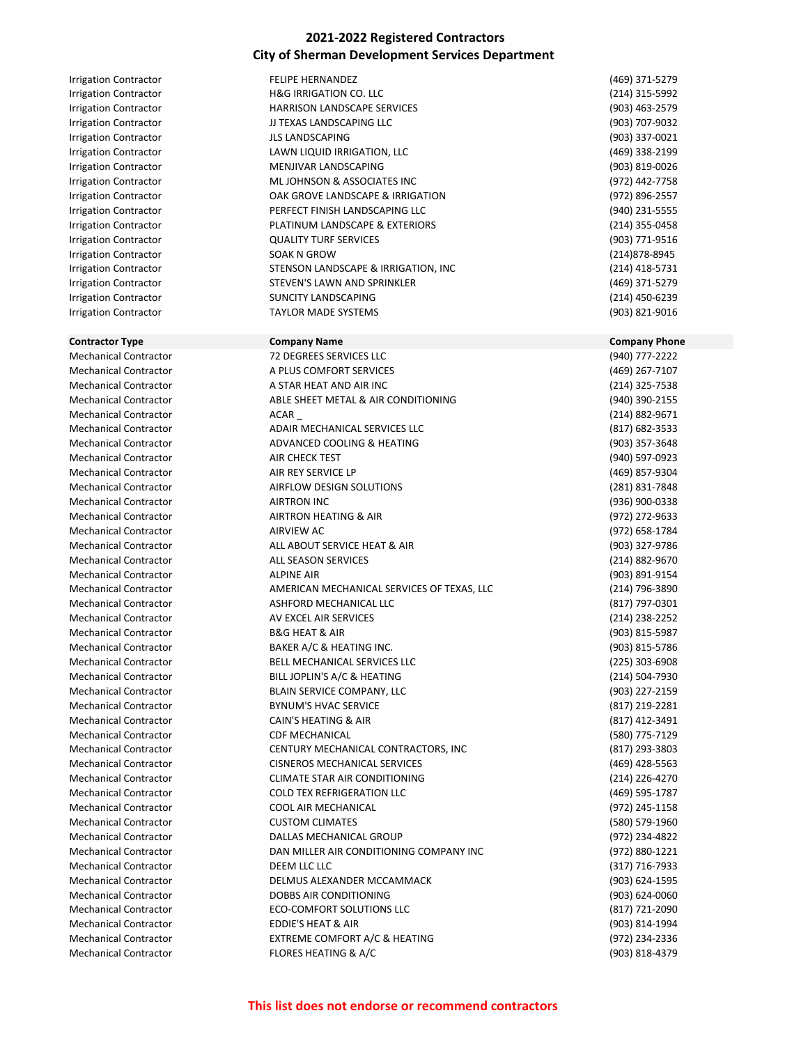## 2021-2022 Registered Contractors
## City of Sherman Development Services Department

| | | |
|---|---|---|
| Irrigation Contractor | FELIPE HERNANDEZ | (469) 371-5279 |
| Irrigation Contractor | H&G IRRIGATION CO. LLC | (214) 315-5992 |
| Irrigation Contractor | HARRISON LANDSCAPE SERVICES | (903) 463-2579 |
| Irrigation Contractor | JJ TEXAS LANDSCAPING LLC | (903) 707-9032 |
| Irrigation Contractor | JLS LANDSCAPING | (903) 337-0021 |
| Irrigation Contractor | LAWN LIQUID IRRIGATION, LLC | (469) 338-2199 |
| Irrigation Contractor | MENJIVAR LANDSCAPING | (903) 819-0026 |
| Irrigation Contractor | ML JOHNSON & ASSOCIATES INC | (972) 442-7758 |
| Irrigation Contractor | OAK GROVE LANDSCAPE & IRRIGATION | (972) 896-2557 |
| Irrigation Contractor | PERFECT FINISH LANDSCAPING LLC | (940) 231-5555 |
| Irrigation Contractor | PLATINUM LANDSCAPE & EXTERIORS | (214) 355-0458 |
| Irrigation Contractor | QUALITY TURF SERVICES | (903) 771-9516 |
| Irrigation Contractor | SOAK N GROW | (214)878-8945 |
| Irrigation Contractor | STENSON LANDSCAPE & IRRIGATION, INC | (214) 418-5731 |
| Irrigation Contractor | STEVEN'S LAWN AND SPRINKLER | (469) 371-5279 |
| Irrigation Contractor | SUNCITY LANDSCAPING | (214) 450-6239 |
| Irrigation Contractor | TAYLOR MADE SYSTEMS | (903) 821-9016 |

| Contractor Type | Company Name | Company Phone |
|---|---|---|
| Mechanical Contractor | 72 DEGREES SERVICES LLC | (940) 777-2222 |
| Mechanical Contractor | A PLUS COMFORT SERVICES | (469) 267-7107 |
| Mechanical Contractor | A STAR HEAT AND AIR INC | (214) 325-7538 |
| Mechanical Contractor | ABLE SHEET METAL & AIR CONDITIONING | (940) 390-2155 |
| Mechanical Contractor | ACAR _ | (214) 882-9671 |
| Mechanical Contractor | ADAIR MECHANICAL SERVICES LLC | (817) 682-3533 |
| Mechanical Contractor | ADVANCED COOLING & HEATING | (903) 357-3648 |
| Mechanical Contractor | AIR CHECK TEST | (940) 597-0923 |
| Mechanical Contractor | AIR REY SERVICE LP | (469) 857-9304 |
| Mechanical Contractor | AIRFLOW DESIGN SOLUTIONS | (281) 831-7848 |
| Mechanical Contractor | AIRTRON INC | (936) 900-0338 |
| Mechanical Contractor | AIRTRON HEATING & AIR | (972) 272-9633 |
| Mechanical Contractor | AIRVIEW AC | (972) 658-1784 |
| Mechanical Contractor | ALL ABOUT SERVICE HEAT & AIR | (903) 327-9786 |
| Mechanical Contractor | ALL SEASON SERVICES | (214) 882-9670 |
| Mechanical Contractor | ALPINE AIR | (903) 891-9154 |
| Mechanical Contractor | AMERICAN MECHANICAL SERVICES OF TEXAS, LLC | (214) 796-3890 |
| Mechanical Contractor | ASHFORD MECHANICAL LLC | (817) 797-0301 |
| Mechanical Contractor | AV EXCEL AIR SERVICES | (214) 238-2252 |
| Mechanical Contractor | B&G HEAT & AIR | (903) 815-5987 |
| Mechanical Contractor | BAKER A/C & HEATING INC. | (903) 815-5786 |
| Mechanical Contractor | BELL MECHANICAL SERVICES LLC | (225) 303-6908 |
| Mechanical Contractor | BILL JOPLIN'S A/C & HEATING | (214) 504-7930 |
| Mechanical Contractor | BLAIN SERVICE COMPANY, LLC | (903) 227-2159 |
| Mechanical Contractor | BYNUM'S HVAC SERVICE | (817) 219-2281 |
| Mechanical Contractor | CAIN'S HEATING & AIR | (817) 412-3491 |
| Mechanical Contractor | CDF MECHANICAL | (580) 775-7129 |
| Mechanical Contractor | CENTURY MECHANICAL CONTRACTORS, INC | (817) 293-3803 |
| Mechanical Contractor | CISNEROS MECHANICAL SERVICES | (469) 428-5563 |
| Mechanical Contractor | CLIMATE STAR AIR CONDITIONING | (214) 226-4270 |
| Mechanical Contractor | COLD TEX REFRIGERATION LLC | (469) 595-1787 |
| Mechanical Contractor | COOL AIR MECHANICAL | (972) 245-1158 |
| Mechanical Contractor | CUSTOM CLIMATES | (580) 579-1960 |
| Mechanical Contractor | DALLAS MECHANICAL GROUP | (972) 234-4822 |
| Mechanical Contractor | DAN MILLER AIR CONDITIONING COMPANY INC | (972) 880-1221 |
| Mechanical Contractor | DEEM LLC LLC | (317) 716-7933 |
| Mechanical Contractor | DELMUS ALEXANDER MCCAMMACK | (903) 624-1595 |
| Mechanical Contractor | DOBBS AIR CONDITIONING | (903) 624-0060 |
| Mechanical Contractor | ECO-COMFORT SOLUTIONS LLC | (817) 721-2090 |
| Mechanical Contractor | EDDIE'S HEAT & AIR | (903) 814-1994 |
| Mechanical Contractor | EXTREME COMFORT A/C & HEATING | (972) 234-2336 |
| Mechanical Contractor | FLORES HEATING & A/C | (903) 818-4379 |

**This list does not endorse or recommend contractors**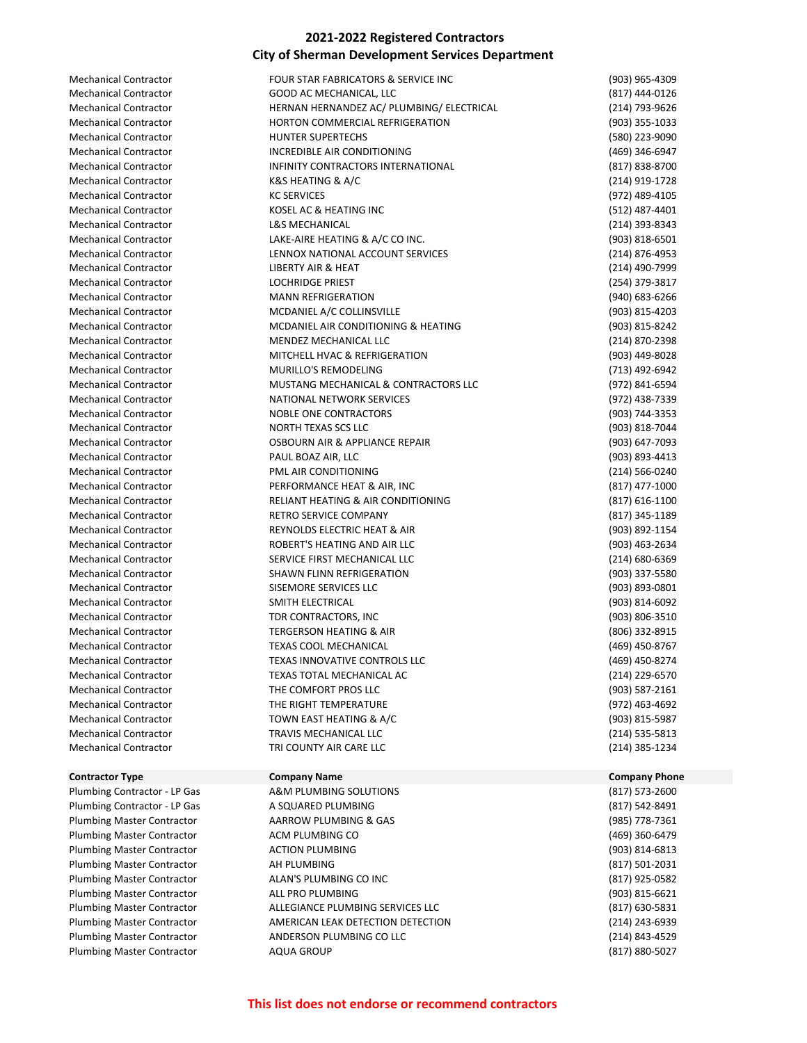## 2021-2022 Registered Contractors
## City of Sherman Development Services Department

| | | |
|---|---|---|
| Mechanical Contractor | FOUR STAR FABRICATORS & SERVICE INC | (903) 965-4309 |
| Mechanical Contractor | GOOD AC MECHANICAL, LLC | (817) 444-0126 |
| Mechanical Contractor | HERNAN HERNANDEZ AC/ PLUMBING/ ELECTRICAL | (214) 793-9626 |
| Mechanical Contractor | HORTON COMMERCIAL REFRIGERATION | (903) 355-1033 |
| Mechanical Contractor | HUNTER SUPERTECHS | (580) 223-9090 |
| Mechanical Contractor | INCREDIBLE AIR CONDITIONING | (469) 346-6947 |
| Mechanical Contractor | INFINITY CONTRACTORS INTERNATIONAL | (817) 838-8700 |
| Mechanical Contractor | K&S HEATING & A/C | (214) 919-1728 |
| Mechanical Contractor | KC SERVICES | (972) 489-4105 |
| Mechanical Contractor | KOSEL AC & HEATING INC | (512) 487-4401 |
| Mechanical Contractor | L&S MECHANICAL | (214) 393-8343 |
| Mechanical Contractor | LAKE-AIRE HEATING & A/C CO INC. | (903) 818-6501 |
| Mechanical Contractor | LENNOX NATIONAL ACCOUNT SERVICES | (214) 876-4953 |
| Mechanical Contractor | LIBERTY AIR & HEAT | (214) 490-7999 |
| Mechanical Contractor | LOCHRIDGE PRIEST | (254) 379-3817 |
| Mechanical Contractor | MANN REFRIGERATION | (940) 683-6266 |
| Mechanical Contractor | MCDANIEL A/C COLLINSVILLE | (903) 815-4203 |
| Mechanical Contractor | MCDANIEL AIR CONDITIONING & HEATING | (903) 815-8242 |
| Mechanical Contractor | MENDEZ MECHANICAL LLC | (214) 870-2398 |
| Mechanical Contractor | MITCHELL HVAC & REFRIGERATION | (903) 449-8028 |
| Mechanical Contractor | MURILLO'S REMODELING | (713) 492-6942 |
| Mechanical Contractor | MUSTANG MECHANICAL & CONTRACTORS LLC | (972) 841-6594 |
| Mechanical Contractor | NATIONAL NETWORK SERVICES | (972) 438-7339 |
| Mechanical Contractor | NOBLE ONE CONTRACTORS | (903) 744-3353 |
| Mechanical Contractor | NORTH TEXAS SCS LLC | (903) 818-7044 |
| Mechanical Contractor | OSBOURN AIR & APPLIANCE REPAIR | (903) 647-7093 |
| Mechanical Contractor | PAUL BOAZ AIR, LLC | (903) 893-4413 |
| Mechanical Contractor | PML AIR CONDITIONING | (214) 566-0240 |
| Mechanical Contractor | PERFORMANCE HEAT & AIR, INC | (817) 477-1000 |
| Mechanical Contractor | RELIANT HEATING & AIR CONDITIONING | (817) 616-1100 |
| Mechanical Contractor | RETRO SERVICE COMPANY | (817) 345-1189 |
| Mechanical Contractor | REYNOLDS ELECTRIC HEAT & AIR | (903) 892-1154 |
| Mechanical Contractor | ROBERT'S HEATING AND AIR LLC | (903) 463-2634 |
| Mechanical Contractor | SERVICE FIRST MECHANICAL LLC | (214) 680-6369 |
| Mechanical Contractor | SHAWN FLINN REFRIGERATION | (903) 337-5580 |
| Mechanical Contractor | SISEMORE SERVICES LLC | (903) 893-0801 |
| Mechanical Contractor | SMITH ELECTRICAL | (903) 814-6092 |
| Mechanical Contractor | TDR CONTRACTORS, INC | (903) 806-3510 |
| Mechanical Contractor | TERGERSON HEATING & AIR | (806) 332-8915 |
| Mechanical Contractor | TEXAS COOL MECHANICAL | (469) 450-8767 |
| Mechanical Contractor | TEXAS INNOVATIVE CONTROLS LLC | (469) 450-8274 |
| Mechanical Contractor | TEXAS TOTAL MECHANICAL AC | (214) 229-6570 |
| Mechanical Contractor | THE COMFORT PROS LLC | (903) 587-2161 |
| Mechanical Contractor | THE RIGHT TEMPERATURE | (972) 463-4692 |
| Mechanical Contractor | TOWN EAST HEATING & A/C | (903) 815-5987 |
| Mechanical Contractor | TRAVIS MECHANICAL LLC | (214) 535-5813 |
| Mechanical Contractor | TRI COUNTY AIR CARE LLC | (214) 385-1234 |

| Contractor Type | Company Name | Company Phone |
|---|---|---|
| Plumbing Contractor - LP Gas | A&M PLUMBING SOLUTIONS | (817) 573-2600 |
| Plumbing Contractor - LP Gas | A SQUARED PLUMBING | (817) 542-8491 |
| Plumbing Master Contractor | AARROW PLUMBING & GAS | (985) 778-7361 |
| Plumbing Master Contractor | ACM PLUMBING CO | (469) 360-6479 |
| Plumbing Master Contractor | ACTION PLUMBING | (903) 814-6813 |
| Plumbing Master Contractor | AH PLUMBING | (817) 501-2031 |
| Plumbing Master Contractor | ALAN'S PLUMBING CO INC | (817) 925-0582 |
| Plumbing Master Contractor | ALL PRO PLUMBING | (903) 815-6621 |
| Plumbing Master Contractor | ALLEGIANCE PLUMBING SERVICES LLC | (817) 630-5831 |
| Plumbing Master Contractor | AMERICAN LEAK DETECTION DETECTION | (214) 243-6939 |
| Plumbing Master Contractor | ANDERSON PLUMBING CO LLC | (214) 843-4529 |
| Plumbing Master Contractor | AQUA GROUP | (817) 880-5027 |

**This list does not endorse or recommend contractors**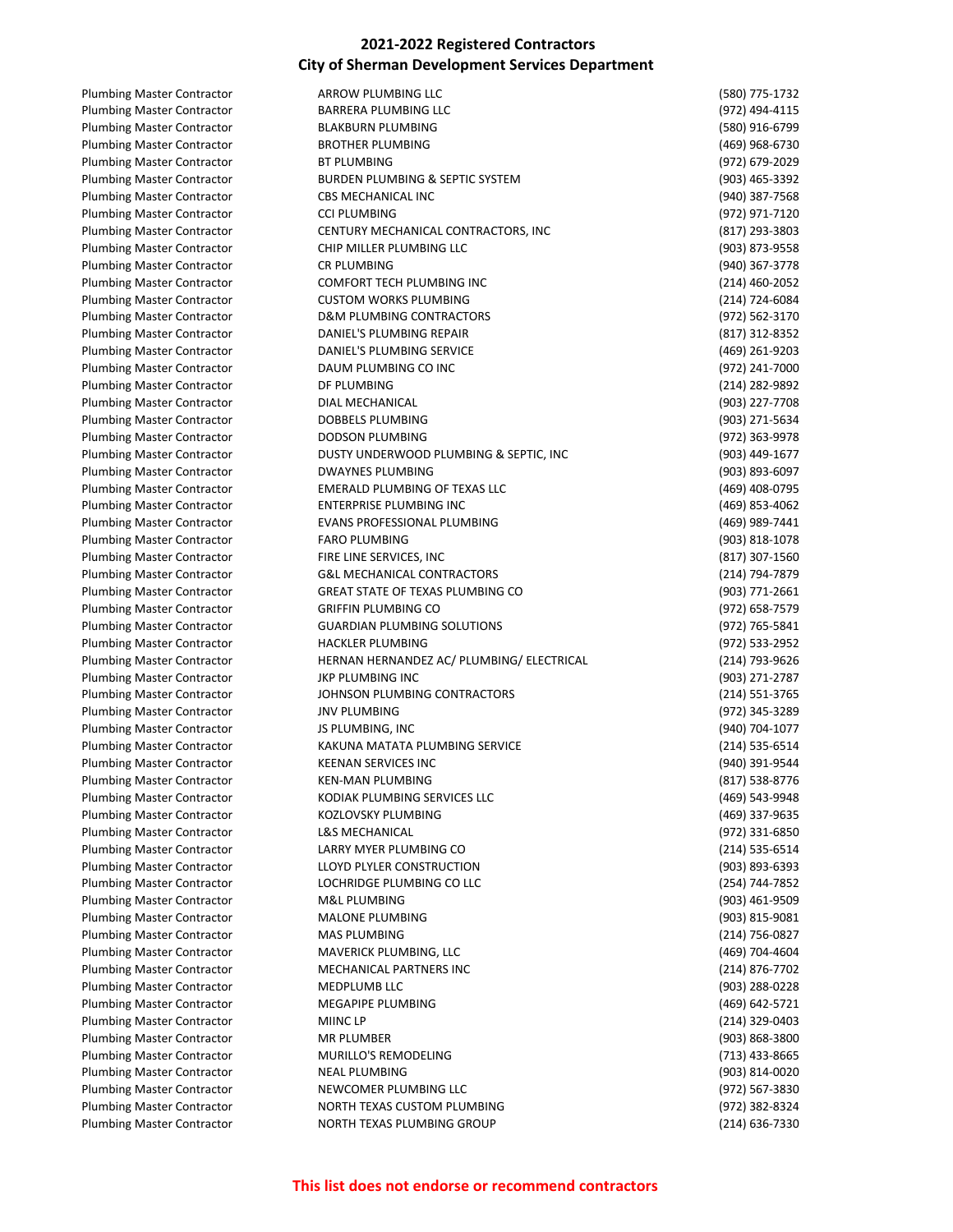## 2021-2022 Registered Contractors
## City of Sherman Development Services Department

| | | |
|---|---|---|
| Plumbing Master Contractor | ARROW PLUMBING LLC | (580) 775-1732 |
| Plumbing Master Contractor | BARRERA PLUMBING LLC | (972) 494-4115 |
| Plumbing Master Contractor | BLAKBURN PLUMBING | (580) 916-6799 |
| Plumbing Master Contractor | BROTHER PLUMBING | (469) 968-6730 |
| Plumbing Master Contractor | BT PLUMBING | (972) 679-2029 |
| Plumbing Master Contractor | BURDEN PLUMBING & SEPTIC SYSTEM | (903) 465-3392 |
| Plumbing Master Contractor | CBS MECHANICAL INC | (940) 387-7568 |
| Plumbing Master Contractor | CCI PLUMBING | (972) 971-7120 |
| Plumbing Master Contractor | CENTURY MECHANICAL CONTRACTORS, INC | (817) 293-3803 |
| Plumbing Master Contractor | CHIP MILLER PLUMBING LLC | (903) 873-9558 |
| Plumbing Master Contractor | CR PLUMBING | (940) 367-3778 |
| Plumbing Master Contractor | COMFORT TECH PLUMBING INC | (214) 460-2052 |
| Plumbing Master Contractor | CUSTOM WORKS PLUMBING | (214) 724-6084 |
| Plumbing Master Contractor | D&M PLUMBING CONTRACTORS | (972) 562-3170 |
| Plumbing Master Contractor | DANIEL'S PLUMBING REPAIR | (817) 312-8352 |
| Plumbing Master Contractor | DANIEL'S PLUMBING SERVICE | (469) 261-9203 |
| Plumbing Master Contractor | DAUM PLUMBING CO INC | (972) 241-7000 |
| Plumbing Master Contractor | DF PLUMBING | (214) 282-9892 |
| Plumbing Master Contractor | DIAL MECHANICAL | (903) 227-7708 |
| Plumbing Master Contractor | DOBBELS PLUMBING | (903) 271-5634 |
| Plumbing Master Contractor | DODSON PLUMBING | (972) 363-9978 |
| Plumbing Master Contractor | DUSTY UNDERWOOD PLUMBING & SEPTIC, INC | (903) 449-1677 |
| Plumbing Master Contractor | DWAYNES PLUMBING | (903) 893-6097 |
| Plumbing Master Contractor | EMERALD PLUMBING OF TEXAS LLC | (469) 408-0795 |
| Plumbing Master Contractor | ENTERPRISE PLUMBING INC | (469) 853-4062 |
| Plumbing Master Contractor | EVANS PROFESSIONAL PLUMBING | (469) 989-7441 |
| Plumbing Master Contractor | FARO PLUMBING | (903) 818-1078 |
| Plumbing Master Contractor | FIRE LINE SERVICES, INC | (817) 307-1560 |
| Plumbing Master Contractor | G&L MECHANICAL CONTRACTORS | (214) 794-7879 |
| Plumbing Master Contractor | GREAT STATE OF TEXAS PLUMBING CO | (903) 771-2661 |
| Plumbing Master Contractor | GRIFFIN PLUMBING CO | (972) 658-7579 |
| Plumbing Master Contractor | GUARDIAN PLUMBING SOLUTIONS | (972) 765-5841 |
| Plumbing Master Contractor | HACKLER PLUMBING | (972) 533-2952 |
| Plumbing Master Contractor | HERNAN HERNANDEZ AC/ PLUMBING/ ELECTRICAL | (214) 793-9626 |
| Plumbing Master Contractor | JKP PLUMBING INC | (903) 271-2787 |
| Plumbing Master Contractor | JOHNSON PLUMBING CONTRACTORS | (214) 551-3765 |
| Plumbing Master Contractor | JNV PLUMBING | (972) 345-3289 |
| Plumbing Master Contractor | JS PLUMBING, INC | (940) 704-1077 |
| Plumbing Master Contractor | KAKUNA MATATA PLUMBING SERVICE | (214) 535-6514 |
| Plumbing Master Contractor | KEENAN SERVICES INC | (940) 391-9544 |
| Plumbing Master Contractor | KEN-MAN PLUMBING | (817) 538-8776 |
| Plumbing Master Contractor | KODIAK PLUMBING SERVICES LLC | (469) 543-9948 |
| Plumbing Master Contractor | KOZLOVSKY PLUMBING | (469) 337-9635 |
| Plumbing Master Contractor | L&S MECHANICAL | (972) 331-6850 |
| Plumbing Master Contractor | LARRY MYER PLUMBING CO | (214) 535-6514 |
| Plumbing Master Contractor | LLOYD PLYLER CONSTRUCTION | (903) 893-6393 |
| Plumbing Master Contractor | LOCHRIDGE PLUMBING CO LLC | (254) 744-7852 |
| Plumbing Master Contractor | M&L PLUMBING | (903) 461-9509 |
| Plumbing Master Contractor | MALONE PLUMBING | (903) 815-9081 |
| Plumbing Master Contractor | MAS PLUMBING | (214) 756-0827 |
| Plumbing Master Contractor | MAVERICK PLUMBING, LLC | (469) 704-4604 |
| Plumbing Master Contractor | MECHANICAL PARTNERS INC | (214) 876-7702 |
| Plumbing Master Contractor | MEDPLUMB LLC | (903) 288-0228 |
| Plumbing Master Contractor | MEGAPIPE PLUMBING | (469) 642-5721 |
| Plumbing Master Contractor | MIINC LP | (214) 329-0403 |
| Plumbing Master Contractor | MR PLUMBER | (903) 868-3800 |
| Plumbing Master Contractor | MURILLO'S REMODELING | (713) 433-8665 |
| Plumbing Master Contractor | NEAL PLUMBING | (903) 814-0020 |
| Plumbing Master Contractor | NEWCOMER PLUMBING LLC | (972) 567-3830 |
| Plumbing Master Contractor | NORTH TEXAS CUSTOM PLUMBING | (972) 382-8324 |
| Plumbing Master Contractor | NORTH TEXAS PLUMBING GROUP | (214) 636-7330 |

**This list does not endorse or recommend contractors**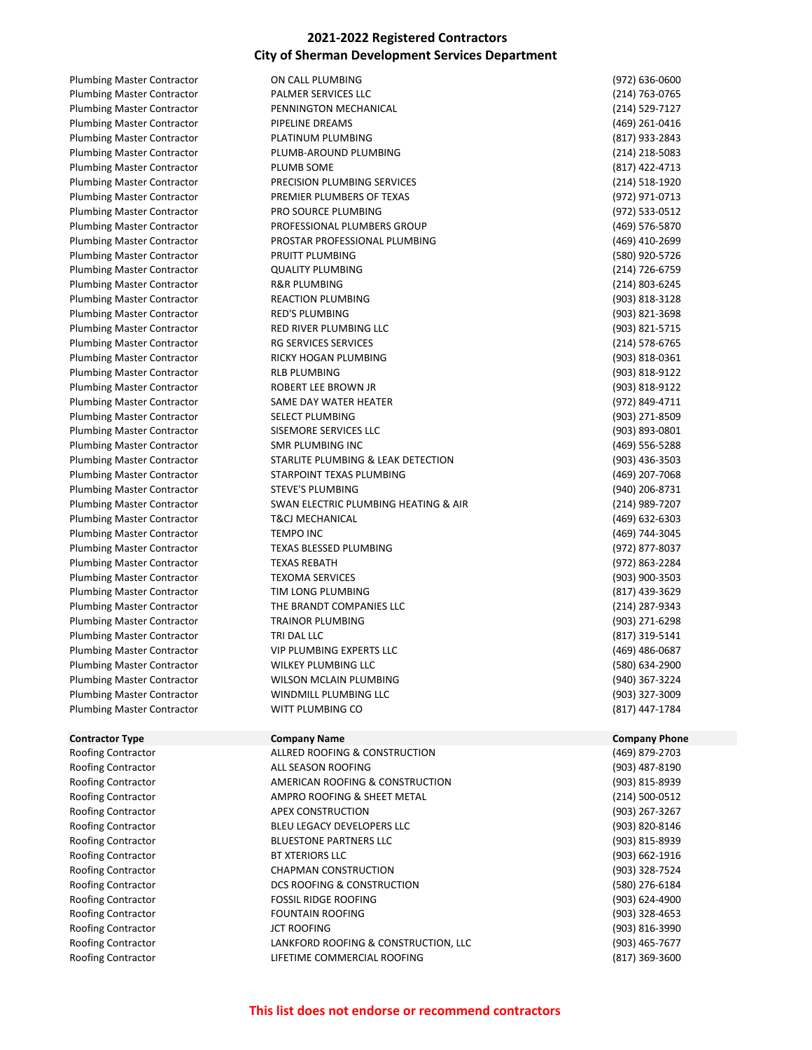## 2021-2022 Registered Contractors
## City of Sherman Development Services Department

| | | |
|---|---|---|
| Plumbing Master Contractor | ON CALL PLUMBING | (972) 636-0600 |
| Plumbing Master Contractor | PALMER SERVICES LLC | (214) 763-0765 |
| Plumbing Master Contractor | PENNINGTON MECHANICAL | (214) 529-7127 |
| Plumbing Master Contractor | PIPELINE DREAMS | (469) 261-0416 |
| Plumbing Master Contractor | PLATINUM PLUMBING | (817) 933-2843 |
| Plumbing Master Contractor | PLUMB-AROUND PLUMBING | (214) 218-5083 |
| Plumbing Master Contractor | PLUMB SOME | (817) 422-4713 |
| Plumbing Master Contractor | PRECISION PLUMBING SERVICES | (214) 518-1920 |
| Plumbing Master Contractor | PREMIER PLUMBERS OF TEXAS | (972) 971-0713 |
| Plumbing Master Contractor | PRO SOURCE PLUMBING | (972) 533-0512 |
| Plumbing Master Contractor | PROFESSIONAL PLUMBERS GROUP | (469) 576-5870 |
| Plumbing Master Contractor | PROSTAR PROFESSIONAL PLUMBING | (469) 410-2699 |
| Plumbing Master Contractor | PRUITT PLUMBING | (580) 920-5726 |
| Plumbing Master Contractor | QUALITY PLUMBING | (214) 726-6759 |
| Plumbing Master Contractor | R&R PLUMBING | (214) 803-6245 |
| Plumbing Master Contractor | REACTION PLUMBING | (903) 818-3128 |
| Plumbing Master Contractor | RED'S PLUMBING | (903) 821-3698 |
| Plumbing Master Contractor | RED RIVER PLUMBING LLC | (903) 821-5715 |
| Plumbing Master Contractor | RG SERVICES SERVICES | (214) 578-6765 |
| Plumbing Master Contractor | RICKY HOGAN PLUMBING | (903) 818-0361 |
| Plumbing Master Contractor | RLB PLUMBING | (903) 818-9122 |
| Plumbing Master Contractor | ROBERT LEE BROWN JR | (903) 818-9122 |
| Plumbing Master Contractor | SAME DAY WATER HEATER | (972) 849-4711 |
| Plumbing Master Contractor | SELECT PLUMBING | (903) 271-8509 |
| Plumbing Master Contractor | SISEMORE SERVICES LLC | (903) 893-0801 |
| Plumbing Master Contractor | SMR PLUMBING INC | (469) 556-5288 |
| Plumbing Master Contractor | STARLITE PLUMBING & LEAK DETECTION | (903) 436-3503 |
| Plumbing Master Contractor | STARPOINT TEXAS PLUMBING | (469) 207-7068 |
| Plumbing Master Contractor | STEVE'S PLUMBING | (940) 206-8731 |
| Plumbing Master Contractor | SWAN ELECTRIC PLUMBING HEATING & AIR | (214) 989-7207 |
| Plumbing Master Contractor | T&CJ MECHANICAL | (469) 632-6303 |
| Plumbing Master Contractor | TEMPO INC | (469) 744-3045 |
| Plumbing Master Contractor | TEXAS BLESSED PLUMBING | (972) 877-8037 |
| Plumbing Master Contractor | TEXAS REBATH | (972) 863-2284 |
| Plumbing Master Contractor | TEXOMA SERVICES | (903) 900-3503 |
| Plumbing Master Contractor | TIM LONG PLUMBING | (817) 439-3629 |
| Plumbing Master Contractor | THE BRANDT COMPANIES LLC | (214) 287-9343 |
| Plumbing Master Contractor | TRAINOR PLUMBING | (903) 271-6298 |
| Plumbing Master Contractor | TRI DAL LLC | (817) 319-5141 |
| Plumbing Master Contractor | VIP PLUMBING EXPERTS LLC | (469) 486-0687 |
| Plumbing Master Contractor | WILKEY PLUMBING LLC | (580) 634-2900 |
| Plumbing Master Contractor | WILSON MCLAIN PLUMBING | (940) 367-3224 |
| Plumbing Master Contractor | WINDMILL PLUMBING LLC | (903) 327-3009 |
| Plumbing Master Contractor | WITT PLUMBING CO | (817) 447-1784 |

| Contractor Type | Company Name | Company Phone |
|---|---|---|
| Roofing Contractor | ALLRED ROOFING & CONSTRUCTION | (469) 879-2703 |
| Roofing Contractor | ALL SEASON ROOFING | (903) 487-8190 |
| Roofing Contractor | AMERICAN ROOFING & CONSTRUCTION | (903) 815-8939 |
| Roofing Contractor | AMPRO ROOFING & SHEET METAL | (214) 500-0512 |
| Roofing Contractor | APEX CONSTRUCTION | (903) 267-3267 |
| Roofing Contractor | BLEU LEGACY DEVELOPERS LLC | (903) 820-8146 |
| Roofing Contractor | BLUESTONE PARTNERS LLC | (903) 815-8939 |
| Roofing Contractor | BT XTERIORS LLC | (903) 662-1916 |
| Roofing Contractor | CHAPMAN CONSTRUCTION | (903) 328-7524 |
| Roofing Contractor | DCS ROOFING & CONSTRUCTION | (580) 276-6184 |
| Roofing Contractor | FOSSIL RIDGE ROOFING | (903) 624-4900 |
| Roofing Contractor | FOUNTAIN ROOFING | (903) 328-4653 |
| Roofing Contractor | JCT ROOFING | (903) 816-3990 |
| Roofing Contractor | LANKFORD ROOFING & CONSTRUCTION, LLC | (903) 465-7677 |
| Roofing Contractor | LIFETIME COMMERCIAL ROOFING | (817) 369-3600 |

**This list does not endorse or recommend contractors**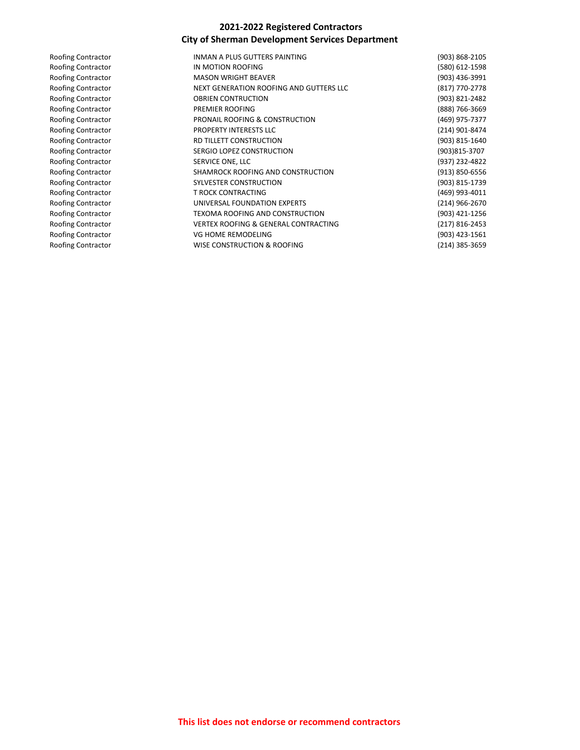## 2021-2022 Registered Contractors
## City of Sherman Development Services Department

| | | |
|---|---|---|
| Roofing Contractor | INMAN A PLUS GUTTERS PAINTING | (903) 868-2105 |
| Roofing Contractor | IN MOTION ROOFING | (580) 612-1598 |
| Roofing Contractor | MASON WRIGHT BEAVER | (903) 436-3991 |
| Roofing Contractor | NEXT GENERATION ROOFING AND GUTTERS LLC | (817) 770-2778 |
| Roofing Contractor | OBRIEN CONTRUCTION | (903) 821-2482 |
| Roofing Contractor | PREMIER ROOFING | (888) 766-3669 |
| Roofing Contractor | PRONAIL ROOFING & CONSTRUCTION | (469) 975-7377 |
| Roofing Contractor | PROPERTY INTERESTS LLC | (214) 901-8474 |
| Roofing Contractor | RD TILLETT CONSTRUCTION | (903) 815-1640 |
| Roofing Contractor | SERGIO LOPEZ CONSTRUCTION | (903)815-3707 |
| Roofing Contractor | SERVICE ONE, LLC | (937) 232-4822 |
| Roofing Contractor | SHAMROCK ROOFING AND CONSTRUCTION | (913) 850-6556 |
| Roofing Contractor | SYLVESTER CONSTRUCTION | (903) 815-1739 |
| Roofing Contractor | T ROCK CONTRACTING | (469) 993-4011 |
| Roofing Contractor | UNIVERSAL FOUNDATION EXPERTS | (214) 966-2670 |
| Roofing Contractor | TEXOMA ROOFING AND CONSTRUCTION | (903) 421-1256 |
| Roofing Contractor | VERTEX ROOFING & GENERAL CONTRACTING | (217) 816-2453 |
| Roofing Contractor | VG HOME REMODELING | (903) 423-1561 |
| Roofing Contractor | WISE CONSTRUCTION & ROOFING | (214) 385-3659 |

**This list does not endorse or recommend contractors**